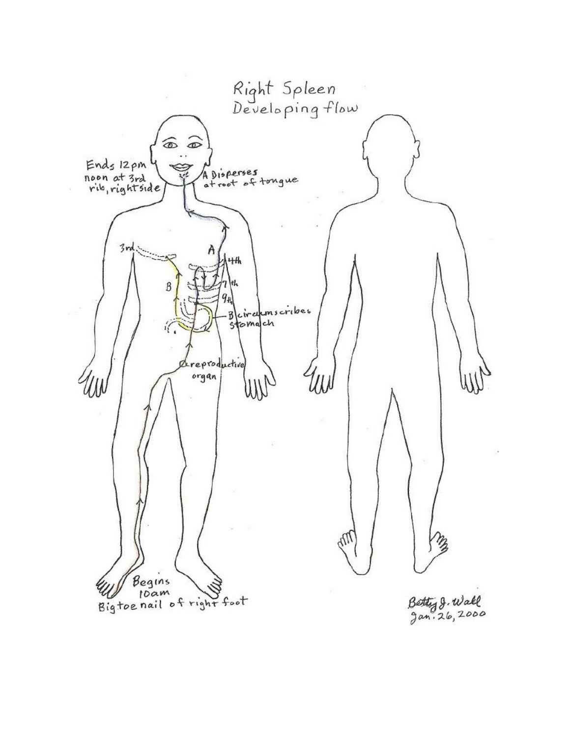# Right Spleen
## Developing flow

Ends 12pm noon at 3rd rib, right side

A Disperses at root of tongue

3rd

A

4th

7th

9th

B

B circumscribes stomach

reproductive organ

Begins 10am Big toe nail of right foot

Betty J. Wall
Jan. 26, 2000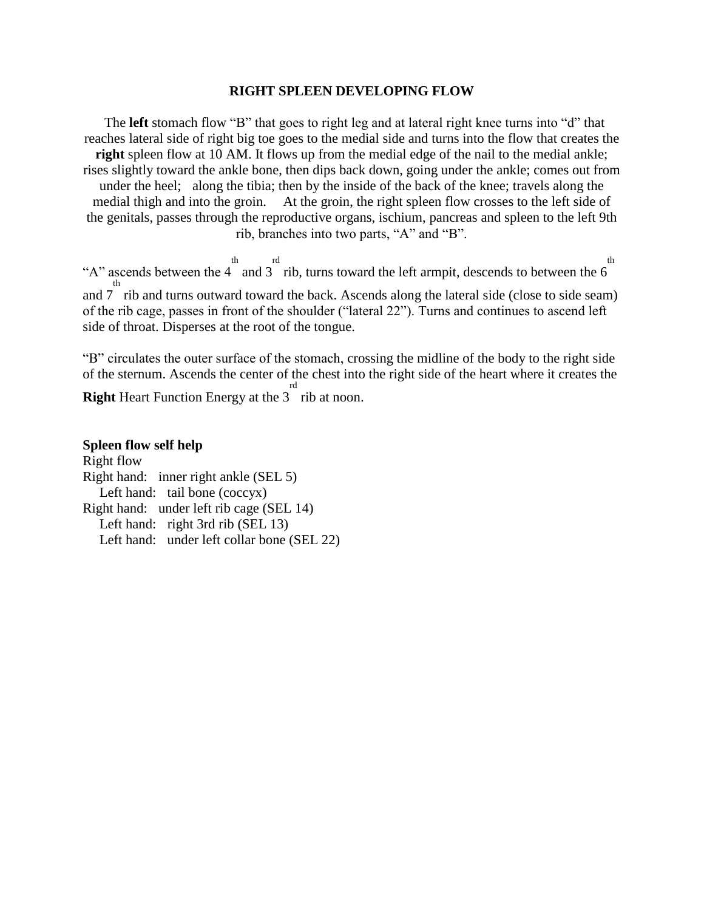**RIGHT SPLEEN DEVELOPING FLOW**

The **left** stomach flow "B" that goes to right leg and at lateral right knee turns into "d" that reaches lateral side of right big toe goes to the medial side and turns into the flow that creates the **right** spleen flow at 10 AM. It flows up from the medial edge of the nail to the medial ankle; rises slightly toward the ankle bone, then dips back down, going under the ankle; comes out from under the heel; along the tibia; then by the inside of the back of the knee; travels along the medial thigh and into the groin. At the groin, the right spleen flow crosses to the left side of the genitals, passes through the reproductive organs, ischium, pancreas and spleen to the left 9th rib, branches into two parts, "A" and "B".

"A" ascends between the 4th and 3rd rib, turns toward the left armpit, descends to between the 6th and 7th rib and turns outward toward the back. Ascends along the lateral side (close to side seam) of the rib cage, passes in front of the shoulder ("lateral 22"). Turns and continues to ascend left side of throat. Disperses at the root of the tongue.

"B" circulates the outer surface of the stomach, crossing the midline of the body to the right side of the sternum. Ascends the center of the chest into the right side of the heart where it creates the **Right** Heart Function Energy at the 3rd rib at noon.

**Spleen flow self help**

Right flow
Right hand: inner right ankle (SEL 5)
Left hand: tail bone (coccyx)
Right hand: under left rib cage (SEL 14)
Left hand: right 3rd rib (SEL 13)
Left hand: under left collar bone (SEL 22)